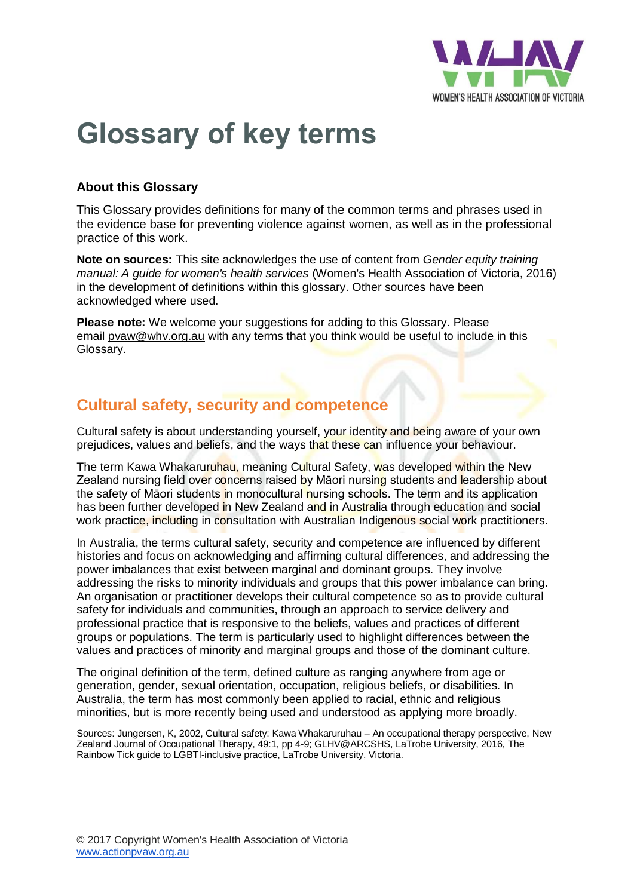# Glossary of key terms

### About this Glossary

This Glossary provides definitions for many of the common terms and phrases used in the evidence base for preventing violence against women, as well as in the professional practice of this work.

**Note on sources:** This site acknowledges the use of content from *Gender equity training manual: A guide for women's health services* (Women's Health Association of Victoria, 2016) in the development of definitions within this glossary. Other sources have been acknowledged where used.

**Please note:** We welcome your suggestions for adding to this Glossary. Please email pvaw@whv.org.au with any terms that you think would be useful to include in this Glossary.

## Cultural safety, security and competence

Cultural safety is about understanding yourself, your identity and being aware of your own prejudices, values and beliefs, and the ways that these can influence your behaviour.

The term Kawa Whakaruruhau, meaning Cultural Safety, was developed within the New Zealand nursing field over concerns raised by Māori nursing students and leadership about the safety of Māori students in monocultural nursing schools. The term and its application has been further developed in New Zealand and in Australia through education and social work practice, including in consultation with Australian Indigenous social work practitioners.

In Australia, the terms cultural safety, security and competence are influenced by different histories and focus on acknowledging and affirming cultural differences, and addressing the power imbalances that exist between marginal and dominant groups. They involve addressing the risks to minority individuals and groups that this power imbalance can bring. An organisation or practitioner develops their cultural competence so as to provide cultural safety for individuals and communities, through an approach to service delivery and professional practice that is responsive to the beliefs, values and practices of different groups or populations. The term is particularly used to highlight differences between the values and practices of minority and marginal groups and those of the dominant culture.

The original definition of the term, defined culture as ranging anywhere from age or generation, gender, sexual orientation, occupation, religious beliefs, or disabilities. In Australia, the term has most commonly been applied to racial, ethnic and religious minorities, but is more recently being used and understood as applying more broadly.

Sources: Jungersen, K, 2002, Cultural safety: Kawa Whakaruruhau – An occupational therapy perspective, New Zealand Journal of Occupational Therapy, 49:1, pp 4-9; GLHV@ARCSHS, LaTrobe University, 2016, The Rainbow Tick guide to LGBTI-inclusive practice, LaTrobe University, Victoria.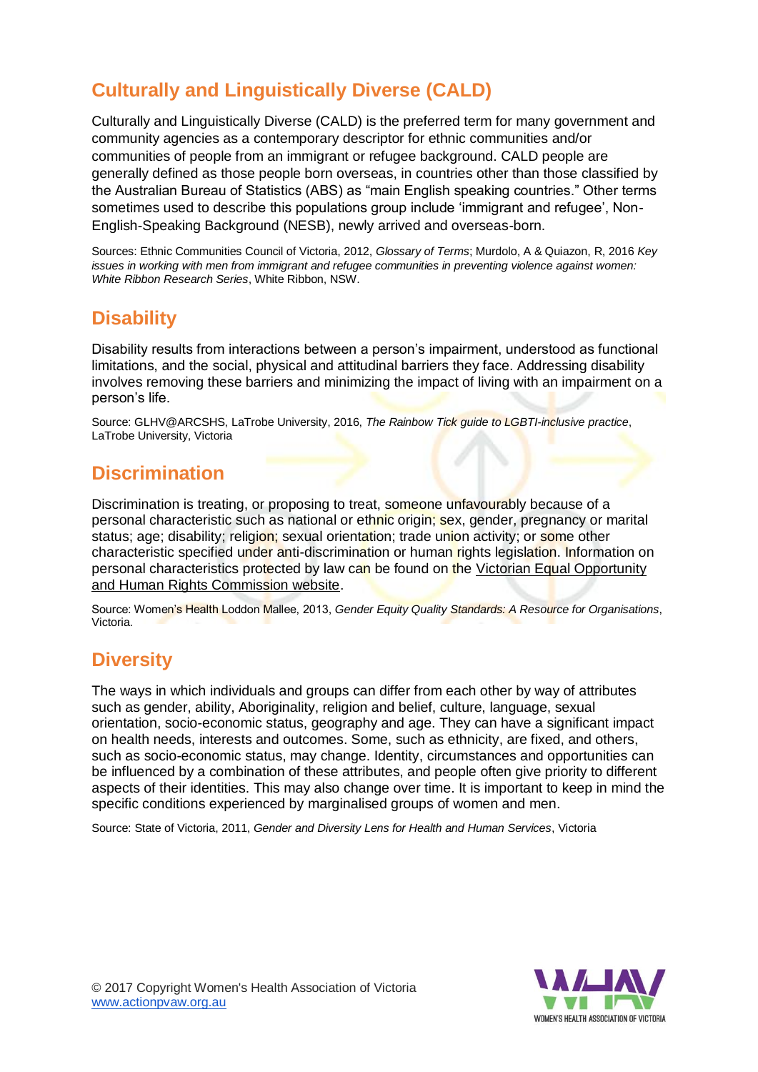## Culturally and Linguistically Diverse (CALD)

Culturally and Linguistically Diverse (CALD) is the preferred term for many government and community agencies as a contemporary descriptor for ethnic communities and/or communities of people from an immigrant or refugee background. CALD people are generally defined as those people born overseas, in countries other than those classified by the Australian Bureau of Statistics (ABS) as "main English speaking countries." Other terms sometimes used to describe this populations group include 'immigrant and refugee', Non-English-Speaking Background (NESB), newly arrived and overseas-born.

Sources: Ethnic Communities Council of Victoria, 2012, *Glossary of Terms*; Murdolo, A & Quiazon, R, 2016 *Key issues in working with men from immigrant and refugee communities in preventing violence against women: White Ribbon Research Series*, White Ribbon, NSW.

## Disability

Disability results from interactions between a person's impairment, understood as functional limitations, and the social, physical and attitudinal barriers they face. Addressing disability involves removing these barriers and minimizing the impact of living with an impairment on a person's life.

Source: GLHV@ARCSHS, LaTrobe University, 2016, *The Rainbow Tick guide to LGBTI-inclusive practice*, LaTrobe University, Victoria

## Discrimination

Discrimination is treating, or proposing to treat, someone unfavourably because of a personal characteristic such as national or ethnic origin; sex, gender, pregnancy or marital status; age; disability; religion; sexual orientation; trade union activity; or some other characteristic specified under anti-discrimination or human rights legislation. Information on personal characteristics protected by law can be found on the Victorian Equal Opportunity and Human Rights Commission website.

Source: Women's Health Loddon Mallee, 2013, *Gender Equity Quality Standards: A Resource for Organisations*, Victoria.

## Diversity

The ways in which individuals and groups can differ from each other by way of attributes such as gender, ability, Aboriginality, religion and belief, culture, language, sexual orientation, socio-economic status, geography and age. They can have a significant impact on health needs, interests and outcomes. Some, such as ethnicity, are fixed, and others, such as socio-economic status, may change. Identity, circumstances and opportunities can be influenced by a combination of these attributes, and people often give priority to different aspects of their identities. This may also change over time. It is important to keep in mind the specific conditions experienced by marginalised groups of women and men.

Source: State of Victoria, 2011, *Gender and Diversity Lens for Health and Human Services*, Victoria

© 2017 Copyright Women's Health Association of Victoria
www.actionpvaw.org.au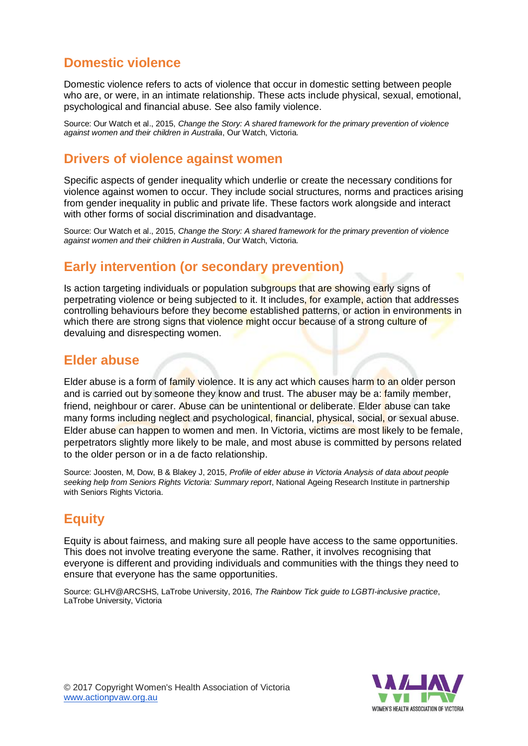## Domestic violence

Domestic violence refers to acts of violence that occur in domestic setting between people who are, or were, in an intimate relationship. These acts include physical, sexual, emotional, psychological and financial abuse. See also family violence.

Source: Our Watch et al., 2015, *Change the Story: A shared framework for the primary prevention of violence against women and their children in Australia*, Our Watch, Victoria.

## Drivers of violence against women

Specific aspects of gender inequality which underlie or create the necessary conditions for violence against women to occur. They include social structures, norms and practices arising from gender inequality in public and private life. These factors work alongside and interact with other forms of social discrimination and disadvantage.

Source: Our Watch et al., 2015, *Change the Story: A shared framework for the primary prevention of violence against women and their children in Australia*, Our Watch, Victoria.

## Early intervention (or secondary prevention)

Is action targeting individuals or population subgroups that are showing early signs of perpetrating violence or being subjected to it. It includes, for example, action that addresses controlling behaviours before they become established patterns, or action in environments in which there are strong signs that violence might occur because of a strong culture of devaluing and disrespecting women.

## Elder abuse

Elder abuse is a form of family violence. It is any act which causes harm to an older person and is carried out by someone they know and trust. The abuser may be a: family member, friend, neighbour or carer. Abuse can be unintentional or deliberate. Elder abuse can take many forms including neglect and psychological, financial, physical, social, or sexual abuse. Elder abuse can happen to women and men. In Victoria, victims are most likely to be female, perpetrators slightly more likely to be male, and most abuse is committed by persons related to the older person or in a de facto relationship.

Source: Joosten, M, Dow, B & Blakey J, 2015, *Profile of elder abuse in Victoria Analysis of data about people seeking help from Seniors Rights Victoria: Summary report*, National Ageing Research Institute in partnership with Seniors Rights Victoria.

## Equity

Equity is about fairness, and making sure all people have access to the same opportunities. This does not involve treating everyone the same. Rather, it involves recognising that everyone is different and providing individuals and communities with the things they need to ensure that everyone has the same opportunities.

Source: GLHV@ARCSHS, LaTrobe University, 2016, *The Rainbow Tick guide to LGBTI-inclusive practice*, LaTrobe University, Victoria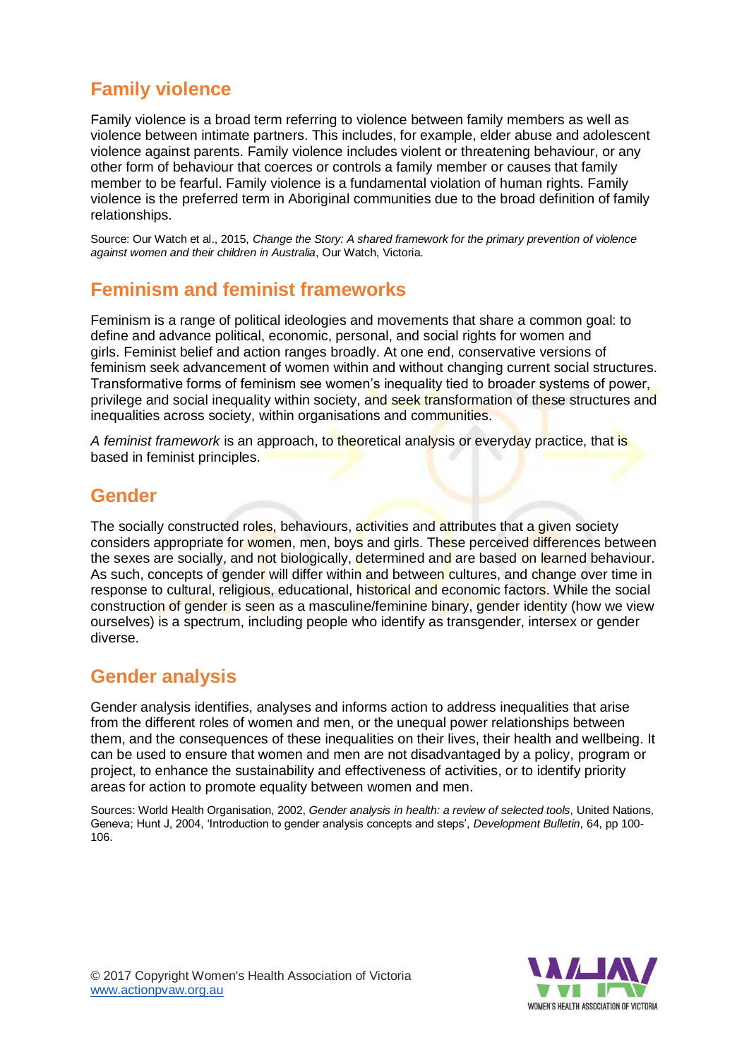## Family violence

Family violence is a broad term referring to violence between family members as well as violence between intimate partners. This includes, for example, elder abuse and adolescent violence against parents. Family violence includes violent or threatening behaviour, or any other form of behaviour that coerces or controls a family member or causes that family member to be fearful. Family violence is a fundamental violation of human rights. Family violence is the preferred term in Aboriginal communities due to the broad definition of family relationships.

Source: Our Watch et al., 2015, *Change the Story: A shared framework for the primary prevention of violence against women and their children in Australia*, Our Watch, Victoria.

## Feminism and feminist frameworks

Feminism is a range of political ideologies and movements that share a common goal: to define and advance political, economic, personal, and social rights for women and girls. Feminist belief and action ranges broadly. At one end, conservative versions of feminism seek advancement of women within and without changing current social structures. Transformative forms of feminism see women's inequality tied to broader systems of power, privilege and social inequality within society, and seek transformation of these structures and inequalities across society, within organisations and communities.

*A feminist framework* is an approach, to theoretical analysis or everyday practice, that is based in feminist principles.

## Gender

The socially constructed roles, behaviours, activities and attributes that a given society considers appropriate for women, men, boys and girls. These perceived differences between the sexes are socially, and not biologically, determined and are based on learned behaviour. As such, concepts of gender will differ within and between cultures, and change over time in response to cultural, religious, educational, historical and economic factors. While the social construction of gender is seen as a masculine/feminine binary, gender identity (how we view ourselves) is a spectrum, including people who identify as transgender, intersex or gender diverse.

## Gender analysis

Gender analysis identifies, analyses and informs action to address inequalities that arise from the different roles of women and men, or the unequal power relationships between them, and the consequences of these inequalities on their lives, their health and wellbeing. It can be used to ensure that women and men are not disadvantaged by a policy, program or project, to enhance the sustainability and effectiveness of activities, or to identify priority areas for action to promote equality between women and men.

Sources: World Health Organisation, 2002, *Gender analysis in health: a review of selected tools*, United Nations, Geneva; Hunt J, 2004, 'Introduction to gender analysis concepts and steps', *Development Bulletin*, 64, pp 100-106.

© 2017 Copyright Women's Health Association of Victoria
www.actionpvaw.org.au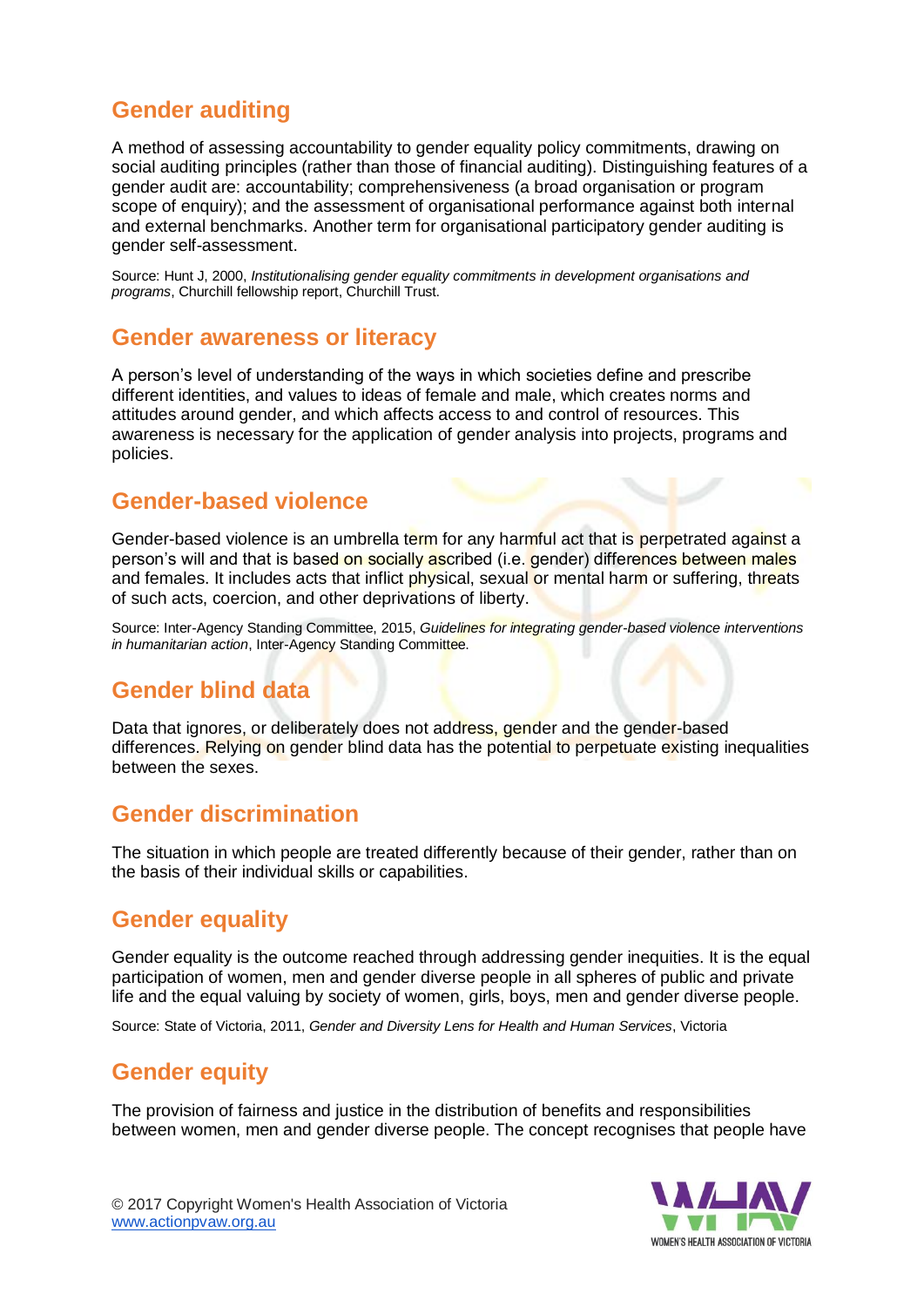## Gender auditing

A method of assessing accountability to gender equality policy commitments, drawing on social auditing principles (rather than those of financial auditing). Distinguishing features of a gender audit are: accountability; comprehensiveness (a broad organisation or program scope of enquiry); and the assessment of organisational performance against both internal and external benchmarks. Another term for organisational participatory gender auditing is gender self-assessment.

Source: Hunt J, 2000, *Institutionalising gender equality commitments in development organisations and programs*, Churchill fellowship report, Churchill Trust.

## Gender awareness or literacy

A person's level of understanding of the ways in which societies define and prescribe different identities, and values to ideas of female and male, which creates norms and attitudes around gender, and which affects access to and control of resources. This awareness is necessary for the application of gender analysis into projects, programs and policies.

## Gender-based violence

Gender-based violence is an umbrella term for any harmful act that is perpetrated against a person's will and that is based on socially ascribed (i.e. gender) differences between males and females. It includes acts that inflict physical, sexual or mental harm or suffering, threats of such acts, coercion, and other deprivations of liberty.

Source: Inter-Agency Standing Committee, 2015, *Guidelines for integrating gender-based violence interventions in humanitarian action*, Inter-Agency Standing Committee.

## Gender blind data

Data that ignores, or deliberately does not address, gender and the gender-based differences. Relying on gender blind data has the potential to perpetuate existing inequalities between the sexes.

## Gender discrimination

The situation in which people are treated differently because of their gender, rather than on the basis of their individual skills or capabilities.

## Gender equality

Gender equality is the outcome reached through addressing gender inequities. It is the equal participation of women, men and gender diverse people in all spheres of public and private life and the equal valuing by society of women, girls, boys, men and gender diverse people.

Source: State of Victoria, 2011, *Gender and Diversity Lens for Health and Human Services*, Victoria

## Gender equity

The provision of fairness and justice in the distribution of benefits and responsibilities between women, men and gender diverse people. The concept recognises that people have

© 2017 Copyright Women's Health Association of Victoria
www.actionpvaw.org.au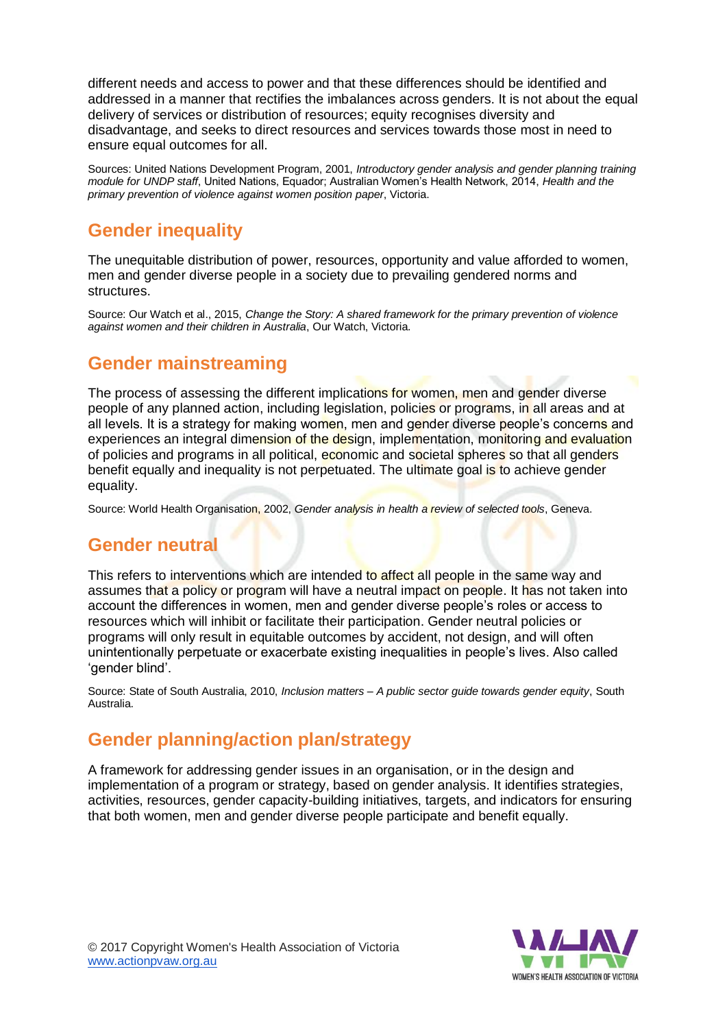different needs and access to power and that these differences should be identified and addressed in a manner that rectifies the imbalances across genders. It is not about the equal delivery of services or distribution of resources; equity recognises diversity and disadvantage, and seeks to direct resources and services towards those most in need to ensure equal outcomes for all.

Sources: United Nations Development Program, 2001, *Introductory gender analysis and gender planning training module for UNDP staff*, United Nations, Equador; Australian Women's Health Network, 2014, *Health and the primary prevention of violence against women position paper*, Victoria.

## Gender inequality

The unequitable distribution of power, resources, opportunity and value afforded to women, men and gender diverse people in a society due to prevailing gendered norms and structures.

Source: Our Watch et al., 2015, *Change the Story: A shared framework for the primary prevention of violence against women and their children in Australia*, Our Watch, Victoria.

## Gender mainstreaming

The process of assessing the different implications for women, men and gender diverse people of any planned action, including legislation, policies or programs, in all areas and at all levels. It is a strategy for making women, men and gender diverse people's concerns and experiences an integral dimension of the design, implementation, monitoring and evaluation of policies and programs in all political, economic and societal spheres so that all genders benefit equally and inequality is not perpetuated. The ultimate goal is to achieve gender equality.

Source: World Health Organisation, 2002, *Gender analysis in health a review of selected tools*, Geneva.

## Gender neutral

This refers to interventions which are intended to affect all people in the same way and assumes that a policy or program will have a neutral impact on people. It has not taken into account the differences in women, men and gender diverse people's roles or access to resources which will inhibit or facilitate their participation. Gender neutral policies or programs will only result in equitable outcomes by accident, not design, and will often unintentionally perpetuate or exacerbate existing inequalities in people's lives. Also called 'gender blind'.

Source: State of South Australia, 2010, *Inclusion matters – A public sector guide towards gender equity*, South Australia.

## Gender planning/action plan/strategy

A framework for addressing gender issues in an organisation, or in the design and implementation of a program or strategy, based on gender analysis. It identifies strategies, activities, resources, gender capacity-building initiatives, targets, and indicators for ensuring that both women, men and gender diverse people participate and benefit equally.

© 2017 Copyright Women's Health Association of Victoria
www.actionpvaw.org.au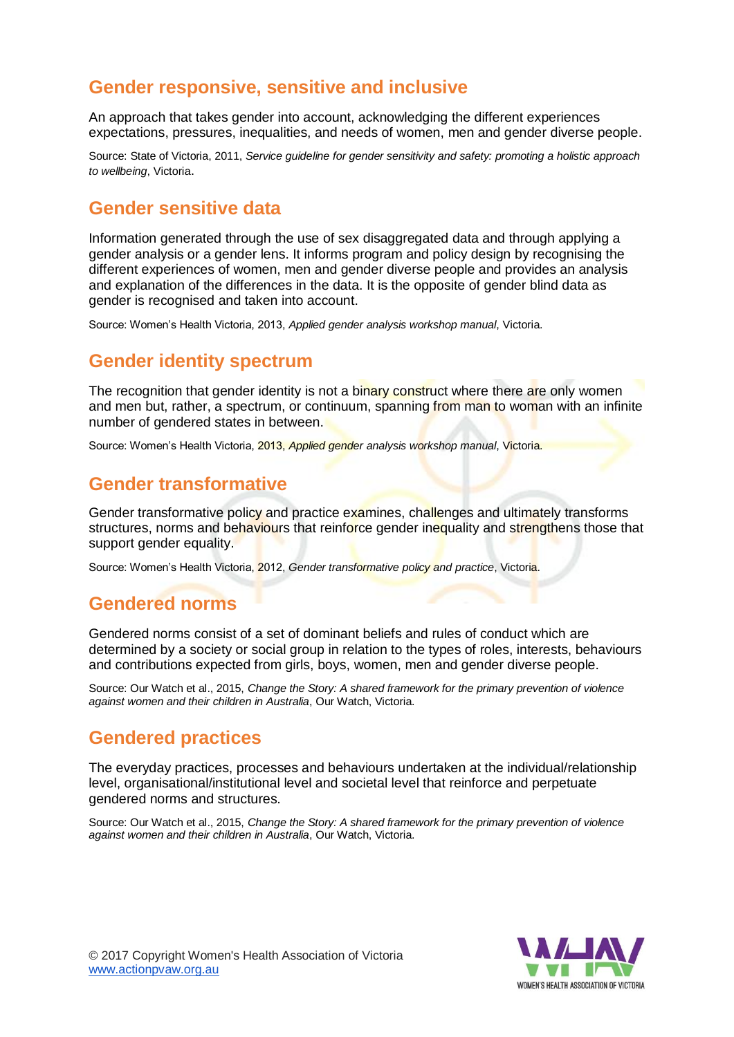## Gender responsive, sensitive and inclusive

An approach that takes gender into account, acknowledging the different experiences expectations, pressures, inequalities, and needs of women, men and gender diverse people.

Source: State of Victoria, 2011, *Service guideline for gender sensitivity and safety: promoting a holistic approach to wellbeing*, Victoria.

## Gender sensitive data

Information generated through the use of sex disaggregated data and through applying a gender analysis or a gender lens. It informs program and policy design by recognising the different experiences of women, men and gender diverse people and provides an analysis and explanation of the differences in the data. It is the opposite of gender blind data as gender is recognised and taken into account.

Source: Women's Health Victoria, 2013, *Applied gender analysis workshop manual*, Victoria.

## Gender identity spectrum

The recognition that gender identity is not a binary construct where there are only women and men but, rather, a spectrum, or continuum, spanning from man to woman with an infinite number of gendered states in between.

Source: Women's Health Victoria, 2013, *Applied gender analysis workshop manual*, Victoria.

## Gender transformative

Gender transformative policy and practice examines, challenges and ultimately transforms structures, norms and behaviours that reinforce gender inequality and strengthens those that support gender equality.

Source: Women's Health Victoria, 2012, *Gender transformative policy and practice*, Victoria.

## Gendered norms

Gendered norms consist of a set of dominant beliefs and rules of conduct which are determined by a society or social group in relation to the types of roles, interests, behaviours and contributions expected from girls, boys, women, men and gender diverse people.

Source: Our Watch et al., 2015, *Change the Story: A shared framework for the primary prevention of violence against women and their children in Australia*, Our Watch, Victoria.

## Gendered practices

The everyday practices, processes and behaviours undertaken at the individual/relationship level, organisational/institutional level and societal level that reinforce and perpetuate gendered norms and structures.

Source: Our Watch et al., 2015, *Change the Story: A shared framework for the primary prevention of violence against women and their children in Australia*, Our Watch, Victoria.

© 2017 Copyright Women's Health Association of Victoria
www.actionpvaw.org.au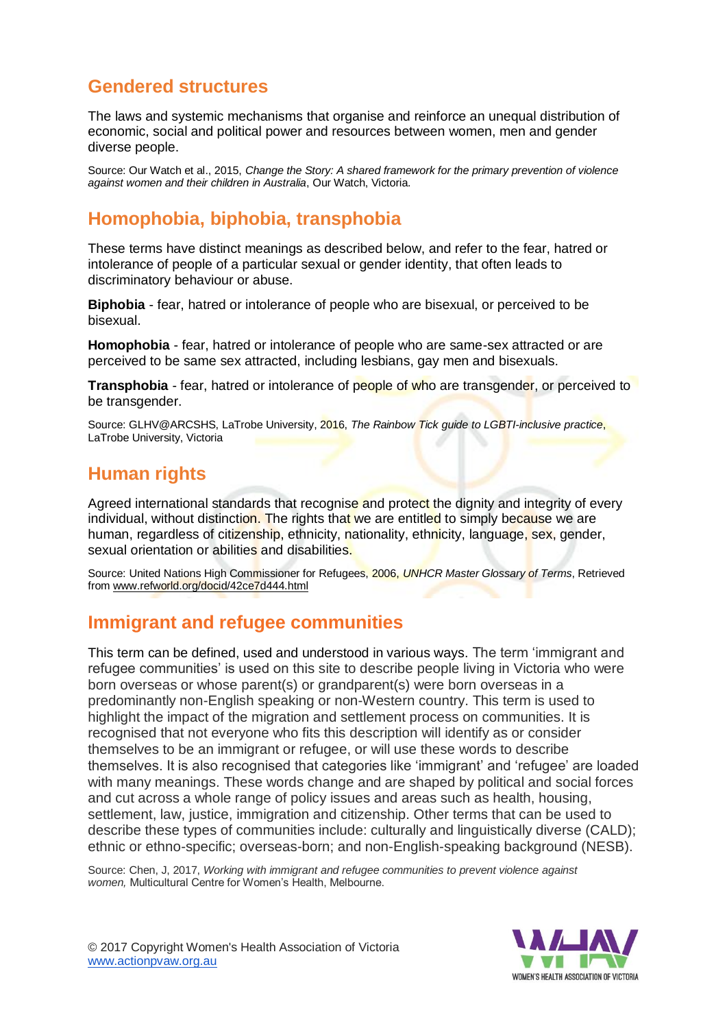## Gendered structures

The laws and systemic mechanisms that organise and reinforce an unequal distribution of economic, social and political power and resources between women, men and gender diverse people.

Source: Our Watch et al., 2015, *Change the Story: A shared framework for the primary prevention of violence against women and their children in Australia*, Our Watch, Victoria.

## Homophobia, biphobia, transphobia

These terms have distinct meanings as described below, and refer to the fear, hatred or intolerance of people of a particular sexual or gender identity, that often leads to discriminatory behaviour or abuse.

**Biphobia** - fear, hatred or intolerance of people who are bisexual, or perceived to be bisexual.

**Homophobia** - fear, hatred or intolerance of people who are same-sex attracted or are perceived to be same sex attracted, including lesbians, gay men and bisexuals.

**Transphobia** - fear, hatred or intolerance of people of who are transgender, or perceived to be transgender.

Source: GLHV@ARCSHS, LaTrobe University, 2016, *The Rainbow Tick guide to LGBTI-inclusive practice*, LaTrobe University, Victoria

## Human rights

Agreed international standards that recognise and protect the dignity and integrity of every individual, without distinction. The rights that we are entitled to simply because we are human, regardless of citizenship, ethnicity, nationality, ethnicity, language, sex, gender, sexual orientation or abilities and disabilities.

Source: United Nations High Commissioner for Refugees, 2006, *UNHCR Master Glossary of Terms*, Retrieved from www.refworld.org/docid/42ce7d444.html

## Immigrant and refugee communities

This term can be defined, used and understood in various ways. The term 'immigrant and refugee communities' is used on this site to describe people living in Victoria who were born overseas or whose parent(s) or grandparent(s) were born overseas in a predominantly non-English speaking or non-Western country. This term is used to highlight the impact of the migration and settlement process on communities. It is recognised that not everyone who fits this description will identify as or consider themselves to be an immigrant or refugee, or will use these words to describe themselves. It is also recognised that categories like 'immigrant' and 'refugee' are loaded with many meanings. These words change and are shaped by political and social forces and cut across a whole range of policy issues and areas such as health, housing, settlement, law, justice, immigration and citizenship. Other terms that can be used to describe these types of communities include: culturally and linguistically diverse (CALD); ethnic or ethno-specific; overseas-born; and non-English-speaking background (NESB).

Source: Chen, J, 2017, *Working with immigrant and refugee communities to prevent violence against women,* Multicultural Centre for Women's Health, Melbourne.

© 2017 Copyright Women's Health Association of Victoria
www.actionpvaw.org.au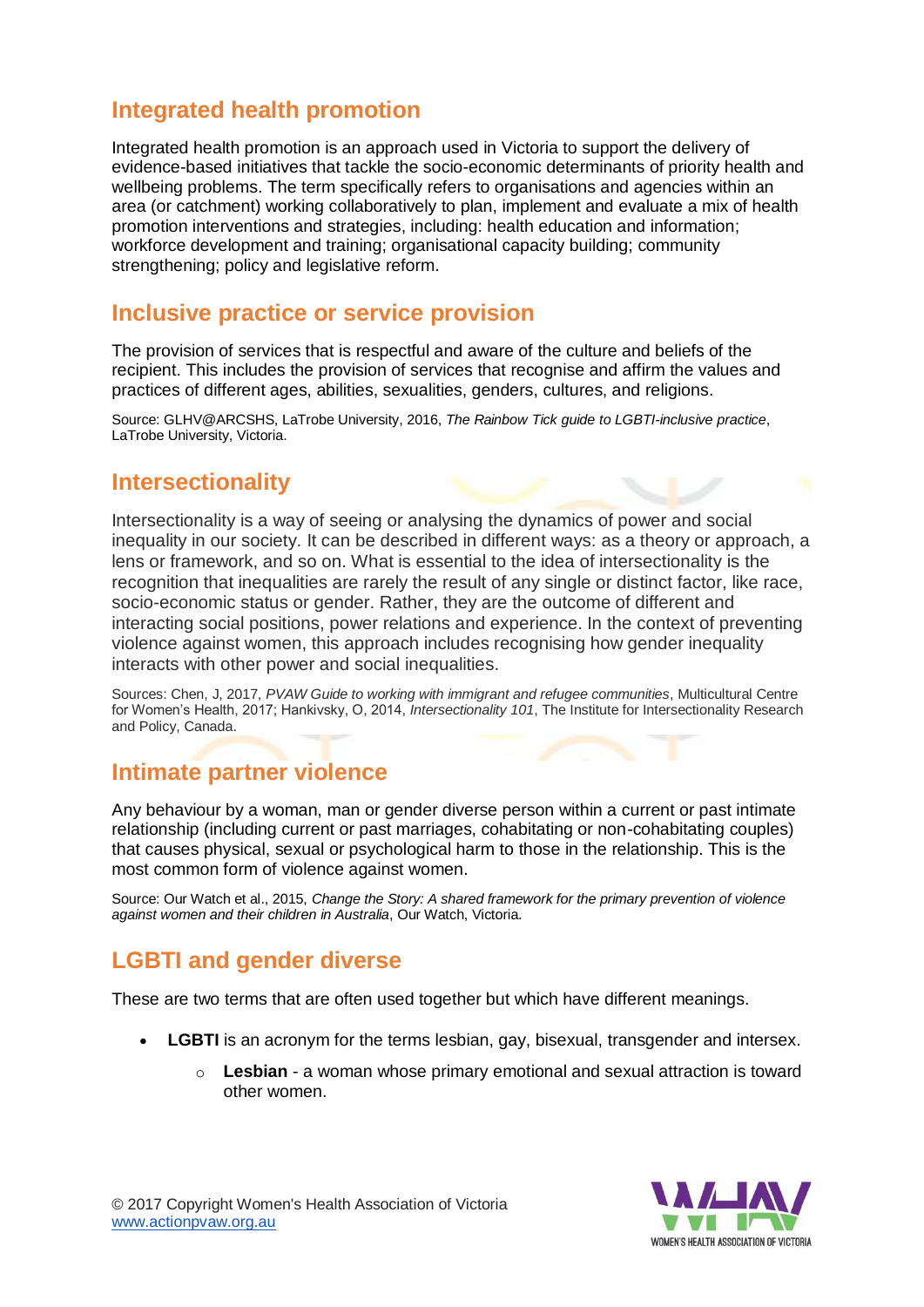## Integrated health promotion

Integrated health promotion is an approach used in Victoria to support the delivery of evidence-based initiatives that tackle the socio-economic determinants of priority health and wellbeing problems. The term specifically refers to organisations and agencies within an area (or catchment) working collaboratively to plan, implement and evaluate a mix of health promotion interventions and strategies, including: health education and information; workforce development and training; organisational capacity building; community strengthening; policy and legislative reform.

## Inclusive practice or service provision

The provision of services that is respectful and aware of the culture and beliefs of the recipient. This includes the provision of services that recognise and affirm the values and practices of different ages, abilities, sexualities, genders, cultures, and religions.

Source: GLHV@ARCSHS, LaTrobe University, 2016, *The Rainbow Tick guide to LGBTI-inclusive practice*, LaTrobe University, Victoria.

## Intersectionality

Intersectionality is a way of seeing or analysing the dynamics of power and social inequality in our society. It can be described in different ways: as a theory or approach, a lens or framework, and so on. What is essential to the idea of intersectionality is the recognition that inequalities are rarely the result of any single or distinct factor, like race, socio-economic status or gender. Rather, they are the outcome of different and interacting social positions, power relations and experience. In the context of preventing violence against women, this approach includes recognising how gender inequality interacts with other power and social inequalities.

Sources: Chen, J, 2017, *PVAW Guide to working with immigrant and refugee communities*, Multicultural Centre for Women's Health, 2017; Hankivsky, O, 2014, *Intersectionality 101*, The Institute for Intersectionality Research and Policy, Canada.

## Intimate partner violence

Any behaviour by a woman, man or gender diverse person within a current or past intimate relationship (including current or past marriages, cohabitating or non-cohabitating couples) that causes physical, sexual or psychological harm to those in the relationship. This is the most common form of violence against women.

Source: Our Watch et al., 2015, *Change the Story: A shared framework for the primary prevention of violence against women and their children in Australia*, Our Watch, Victoria.

## LGBTI and gender diverse

These are two terms that are often used together but which have different meanings.

- **LGBTI** is an acronym for the terms lesbian, gay, bisexual, transgender and intersex.
  - **Lesbian** - a woman whose primary emotional and sexual attraction is toward other women.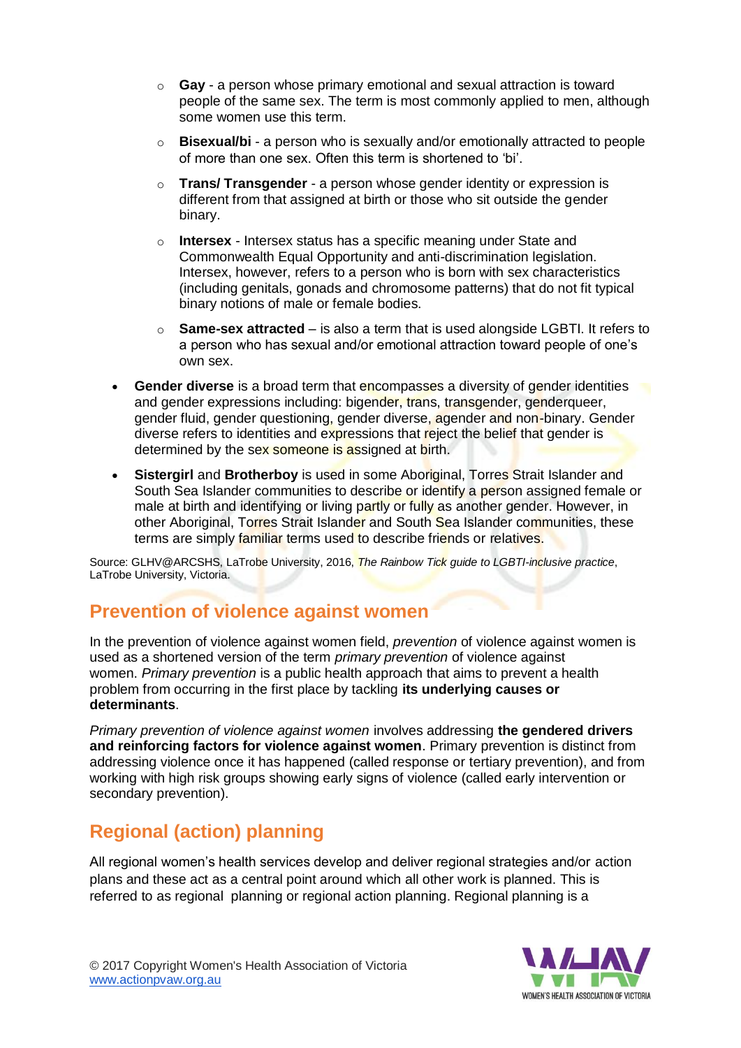- Gay - a person whose primary emotional and sexual attraction is toward people of the same sex. The term is most commonly applied to men, although some women use this term.
    - **Bisexual/bi** - a person who is sexually and/or emotionally attracted to people of more than one sex. Often this term is shortened to 'bi'.
    - **Trans/ Transgender** - a person whose gender identity or expression is different from that assigned at birth or those who sit outside the gender binary.
    - **Intersex** - Intersex status has a specific meaning under State and Commonwealth Equal Opportunity and anti-discrimination legislation. Intersex, however, refers to a person who is born with sex characteristics (including genitals, gonads and chromosome patterns) that do not fit typical binary notions of male or female bodies.
    - **Same-sex attracted** – is also a term that is used alongside LGBTI. It refers to a person who has sexual and/or emotional attraction toward people of one's own sex.
- **Gender diverse** is a broad term that encompasses a diversity of gender identities and gender expressions including: bigender, trans, transgender, genderqueer, gender fluid, gender questioning, gender diverse, agender and non-binary. Gender diverse refers to identities and expressions that reject the belief that gender is determined by the sex someone is assigned at birth.
- **Sistergirl** and **Brotherboy** is used in some Aboriginal, Torres Strait Islander and South Sea Islander communities to describe or identify a person assigned female or male at birth and identifying or living partly or fully as another gender. However, in other Aboriginal, Torres Strait Islander and South Sea Islander communities, these terms are simply familiar terms used to describe friends or relatives.

Source: GLHV@ARCSHS, LaTrobe University, 2016, *The Rainbow Tick guide to LGBTI-inclusive practice*, LaTrobe University, Victoria.

## Prevention of violence against women

In the prevention of violence against women field, *prevention* of violence against women is used as a shortened version of the term *primary prevention* of violence against women. *Primary prevention* is a public health approach that aims to prevent a health problem from occurring in the first place by tackling **its underlying causes or determinants**.

*Primary prevention of violence against women* involves addressing **the gendered drivers and reinforcing factors for violence against women**. Primary prevention is distinct from addressing violence once it has happened (called response or tertiary prevention), and from working with high risk groups showing early signs of violence (called early intervention or secondary prevention).

## Regional (action) planning

All regional women's health services develop and deliver regional strategies and/or action plans and these act as a central point around which all other work is planned. This is referred to as regional planning or regional action planning. Regional planning is a

© 2017 Copyright Women's Health Association of Victoria
www.actionpvaw.org.au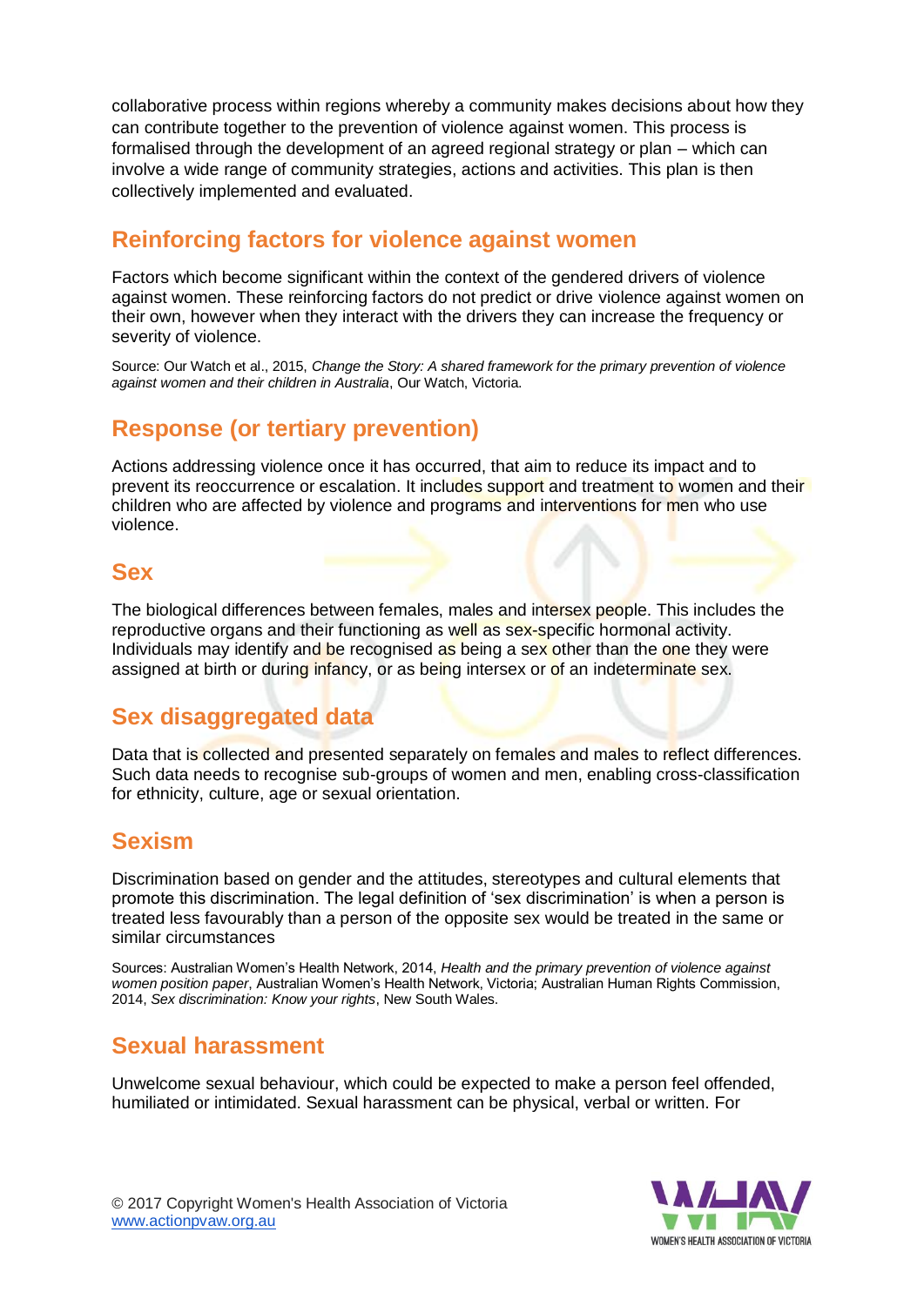collaborative process within regions whereby a community makes decisions about how they can contribute together to the prevention of violence against women. This process is formalised through the development of an agreed regional strategy or plan – which can involve a wide range of community strategies, actions and activities. This plan is then collectively implemented and evaluated.

## Reinforcing factors for violence against women

Factors which become significant within the context of the gendered drivers of violence against women. These reinforcing factors do not predict or drive violence against women on their own, however when they interact with the drivers they can increase the frequency or severity of violence.

Source: Our Watch et al., 2015, *Change the Story: A shared framework for the primary prevention of violence against women and their children in Australia*, Our Watch, Victoria.

## Response (or tertiary prevention)

Actions addressing violence once it has occurred, that aim to reduce its impact and to prevent its reoccurrence or escalation. It includes support and treatment to women and their children who are affected by violence and programs and interventions for men who use violence.

## Sex

The biological differences between females, males and intersex people. This includes the reproductive organs and their functioning as well as sex-specific hormonal activity. Individuals may identify and be recognised as being a sex other than the one they were assigned at birth or during infancy, or as being intersex or of an indeterminate sex.

## Sex disaggregated data

Data that is collected and presented separately on females and males to reflect differences. Such data needs to recognise sub-groups of women and men, enabling cross-classification for ethnicity, culture, age or sexual orientation.

## Sexism

Discrimination based on gender and the attitudes, stereotypes and cultural elements that promote this discrimination. The legal definition of 'sex discrimination' is when a person is treated less favourably than a person of the opposite sex would be treated in the same or similar circumstances

Sources: Australian Women's Health Network, 2014, *Health and the primary prevention of violence against women position paper*, Australian Women's Health Network, Victoria; Australian Human Rights Commission, 2014, *Sex discrimination: Know your rights*, New South Wales.

## Sexual harassment

Unwelcome sexual behaviour, which could be expected to make a person feel offended, humiliated or intimidated. Sexual harassment can be physical, verbal or written. For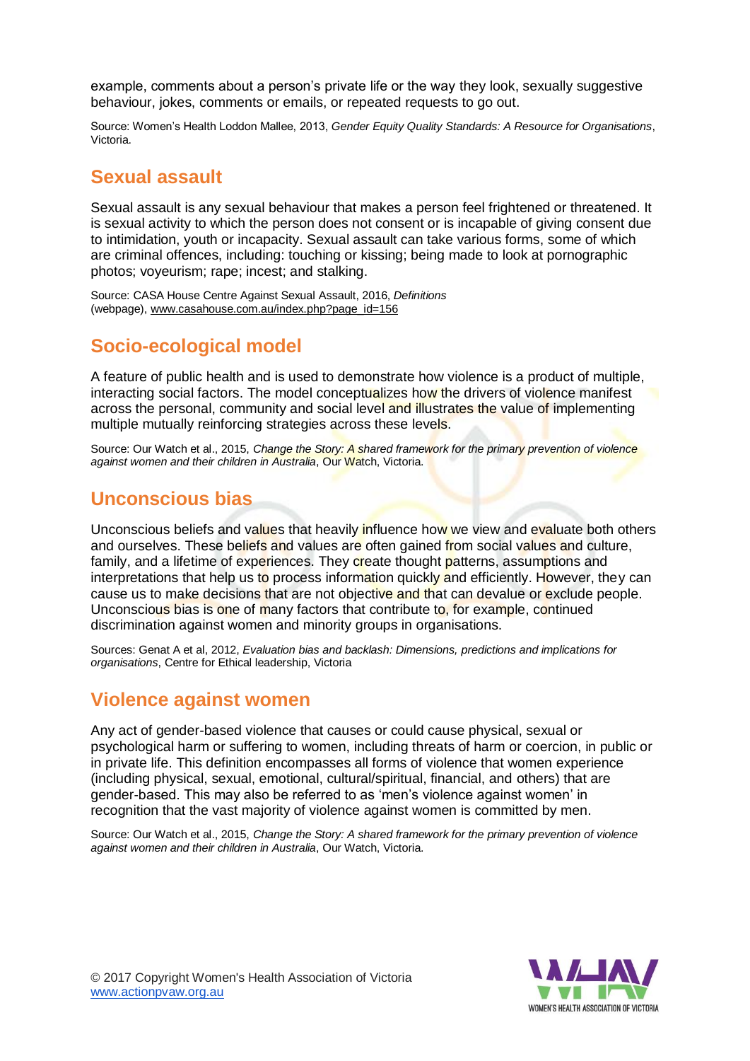example, comments about a person's private life or the way they look, sexually suggestive behaviour, jokes, comments or emails, or repeated requests to go out.

Source: Women's Health Loddon Mallee, 2013, *Gender Equity Quality Standards: A Resource for Organisations*, Victoria.

## Sexual assault

Sexual assault is any sexual behaviour that makes a person feel frightened or threatened. It is sexual activity to which the person does not consent or is incapable of giving consent due to intimidation, youth or incapacity. Sexual assault can take various forms, some of which are criminal offences, including: touching or kissing; being made to look at pornographic photos; voyeurism; rape; incest; and stalking.

Source: CASA House Centre Against Sexual Assault, 2016, *Definitions* (webpage), www.casahouse.com.au/index.php?page_id=156

## Socio-ecological model

A feature of public health and is used to demonstrate how violence is a product of multiple, interacting social factors. The model conceptualizes how the drivers of violence manifest across the personal, community and social level and illustrates the value of implementing multiple mutually reinforcing strategies across these levels.

Source: Our Watch et al., 2015, *Change the Story: A shared framework for the primary prevention of violence against women and their children in Australia*, Our Watch, Victoria.

## Unconscious bias

Unconscious beliefs and values that heavily influence how we view and evaluate both others and ourselves. These beliefs and values are often gained from social values and culture, family, and a lifetime of experiences. They create thought patterns, assumptions and interpretations that help us to process information quickly and efficiently. However, they can cause us to make decisions that are not objective and that can devalue or exclude people. Unconscious bias is one of many factors that contribute to, for example, continued discrimination against women and minority groups in organisations.

Sources: Genat A et al, 2012, *Evaluation bias and backlash: Dimensions, predictions and implications for organisations*, Centre for Ethical leadership, Victoria

## Violence against women

Any act of gender-based violence that causes or could cause physical, sexual or psychological harm or suffering to women, including threats of harm or coercion, in public or in private life. This definition encompasses all forms of violence that women experience (including physical, sexual, emotional, cultural/spiritual, financial, and others) that are gender-based. This may also be referred to as 'men's violence against women' in recognition that the vast majority of violence against women is committed by men.

Source: Our Watch et al., 2015, *Change the Story: A shared framework for the primary prevention of violence against women and their children in Australia*, Our Watch, Victoria.

© 2017 Copyright Women's Health Association of Victoria
www.actionpvaw.org.au